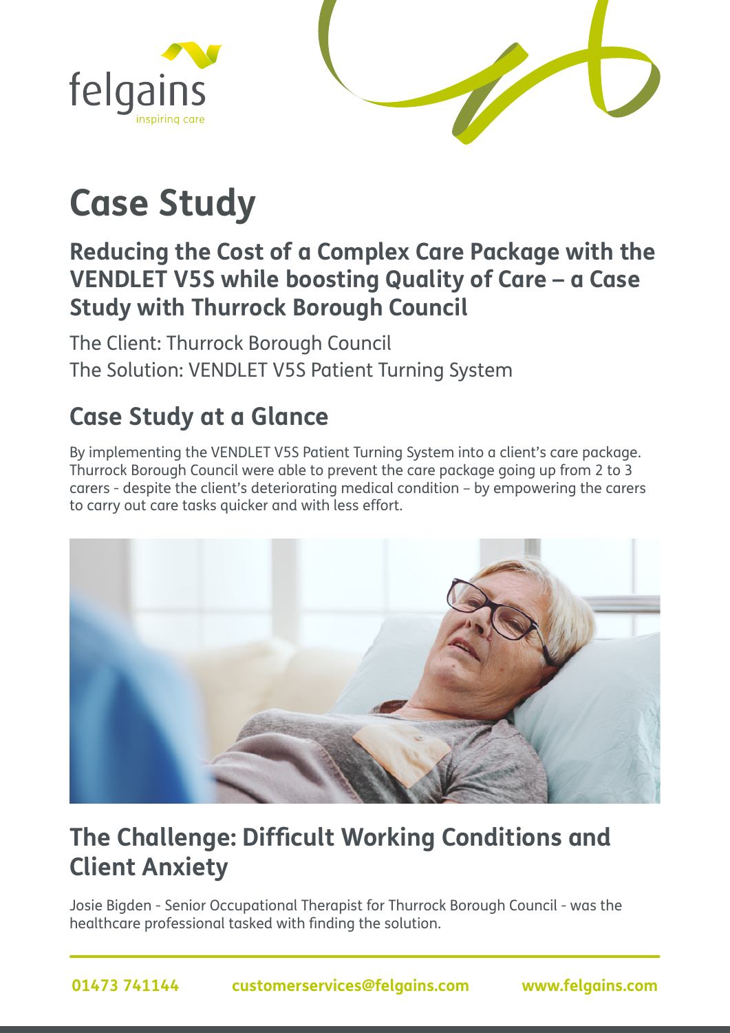felgains
inspiring care

# Case Study

## Reducing the Cost of a Complex Care Package with the VENDLET V5S while boosting Quality of Care – a Case Study with Thurrock Borough Council

The Client: Thurrock Borough Council
The Solution: VENDLET V5S Patient Turning System

## Case Study at a Glance

By implementing the VENDLET V5S Patient Turning System into a client's care package. Thurrock Borough Council were able to prevent the care package going up from 2 to 3 carers - despite the client's deteriorating medical condition – by empowering the carers to carry out care tasks quicker and with less effort.

## The Challenge: Difficult Working Conditions and Client Anxiety

Josie Bigden - Senior Occupational Therapist for Thurrock Borough Council - was the healthcare professional tasked with finding the solution.

01473 741144 customerservices@felgains.com www.felgains.com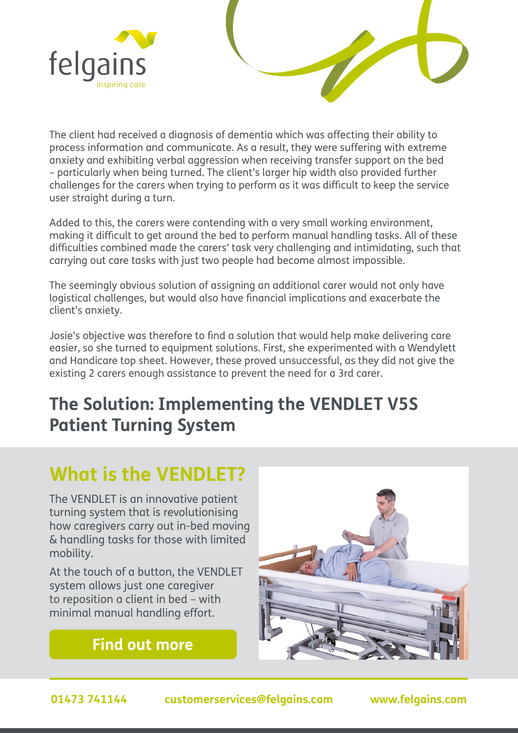The client had received a diagnosis of dementia which was affecting their ability to process information and communicate. As a result, they were suffering with extreme anxiety and exhibiting verbal aggression when receiving transfer support on the bed – particularly when being turned. The client's larger hip width also provided further challenges for the carers when trying to perform as it was difficult to keep the service user straight during a turn.

Added to this, the carers were contending with a very small working environment, making it difficult to get around the bed to perform manual handling tasks. All of these difficulties combined made the carers' task very challenging and intimidating, such that carrying out care tasks with just two people had become almost impossible.

The seemingly obvious solution of assigning an additional carer would not only have logistical challenges, but would also have financial implications and exacerbate the client's anxiety.

Josie's objective was therefore to find a solution that would help make delivering care easier, so she turned to equipment solutions. First, she experimented with a Wendylett and Handicare top sheet. However, these proved unsuccessful, as they did not give the existing 2 carers enough assistance to prevent the need for a 3rd carer.

## The Solution: Implementing the VENDLET V5S Patient Turning System

## What is the VENDLET?

The VENDLET is an innovative patient turning system that is revolutionising how caregivers carry out in-bed moving & handling tasks for those with limited mobility.

At the touch of a button, the VENDLET system allows just one caregiver to reposition a client in bed – with minimal manual handling effort.

**Find out more**

**01473 741144** **customerservices@felgains.com** **www.felgains.com**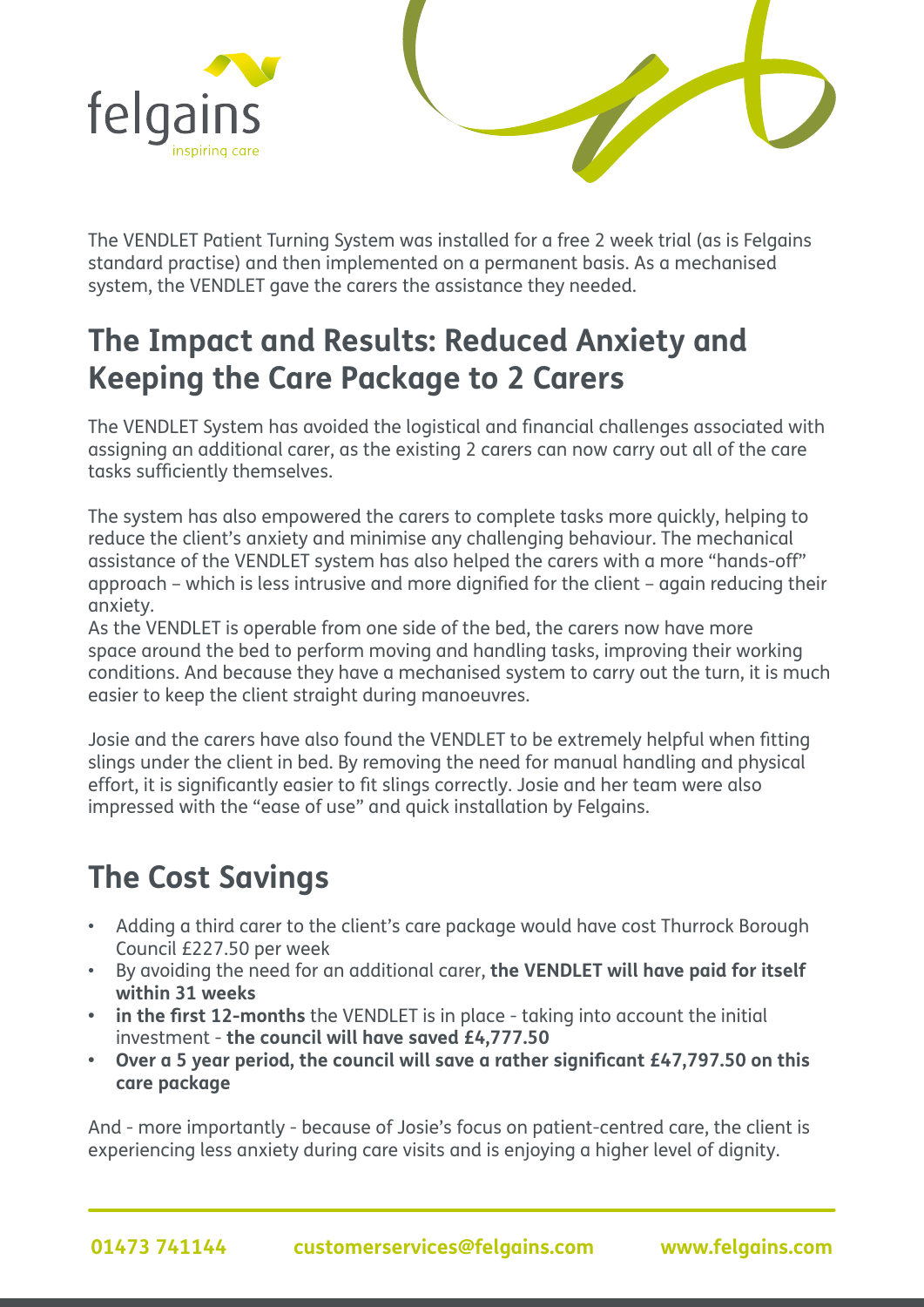The VENDLET Patient Turning System was installed for a free 2 week trial (as is Felgains standard practise) and then implemented on a permanent basis. As a mechanised system, the VENDLET gave the carers the assistance they needed.

## The Impact and Results: Reduced Anxiety and Keeping the Care Package to 2 Carers

The VENDLET System has avoided the logistical and financial challenges associated with assigning an additional carer, as the existing 2 carers can now carry out all of the care tasks sufficiently themselves.

The system has also empowered the carers to complete tasks more quickly, helping to reduce the client's anxiety and minimise any challenging behaviour. The mechanical assistance of the VENDLET system has also helped the carers with a more "hands-off" approach – which is less intrusive and more dignified for the client – again reducing their anxiety.
As the VENDLET is operable from one side of the bed, the carers now have more space around the bed to perform moving and handling tasks, improving their working conditions. And because they have a mechanised system to carry out the turn, it is much easier to keep the client straight during manoeuvres.

Josie and the carers have also found the VENDLET to be extremely helpful when fitting slings under the client in bed. By removing the need for manual handling and physical effort, it is significantly easier to fit slings correctly. Josie and her team were also impressed with the "ease of use" and quick installation by Felgains.

## The Cost Savings

- Adding a third carer to the client's care package would have cost Thurrock Borough Council £227.50 per week
- By avoiding the need for an additional carer, **the VENDLET will have paid for itself within 31 weeks**
- **in the first 12-months** the VENDLET is in place - taking into account the initial investment - **the council will have saved £4,777.50**
- **Over a 5 year period, the council will save a rather significant £47,797.50 on this care package**

And - more importantly - because of Josie's focus on patient-centred care, the client is experiencing less anxiety during care visits and is enjoying a higher level of dignity.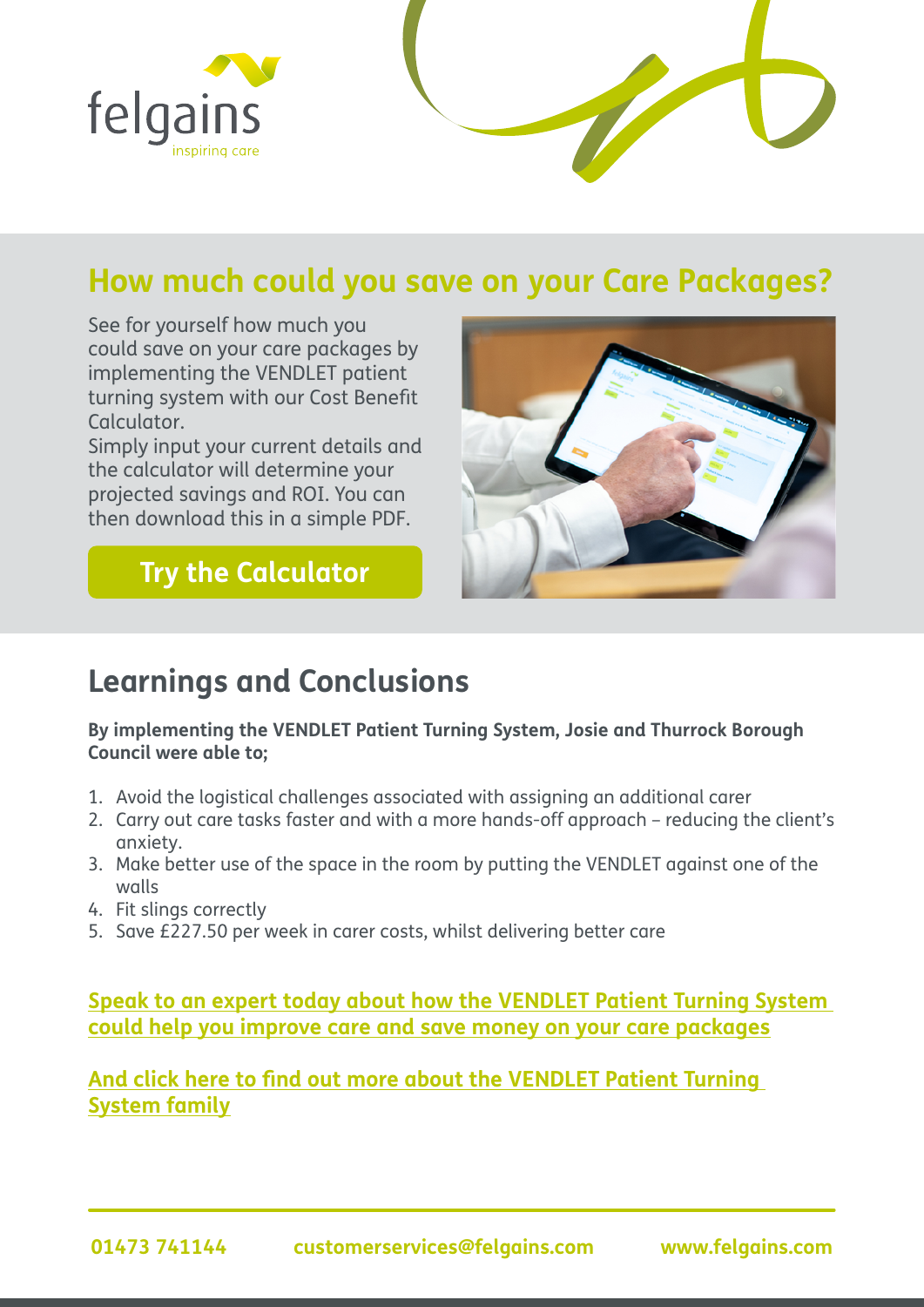felgains
inspiring care

## How much could you save on your Care Packages?

See for yourself how much you could save on your care packages by implementing the VENDLET patient turning system with our Cost Benefit Calculator.
Simply input your current details and the calculator will determine your projected savings and ROI. You can then download this in a simple PDF.

**Try the Calculator**

## Learnings and Conclusions

**By implementing the VENDLET Patient Turning System, Josie and Thurrock Borough Council were able to;**

1. Avoid the logistical challenges associated with assigning an additional carer
2. Carry out care tasks faster and with a more hands-off approach – reducing the client's anxiety.
3. Make better use of the space in the room by putting the VENDLET against one of the walls
4. Fit slings correctly
5. Save £227.50 per week in carer costs, whilst delivering better care

**Speak to an expert today about how the VENDLET Patient Turning System could help you improve care and save money on your care packages**

**And click here to find out more about the VENDLET Patient Turning System family**

01473 741144 customerservices@felgains.com www.felgains.com